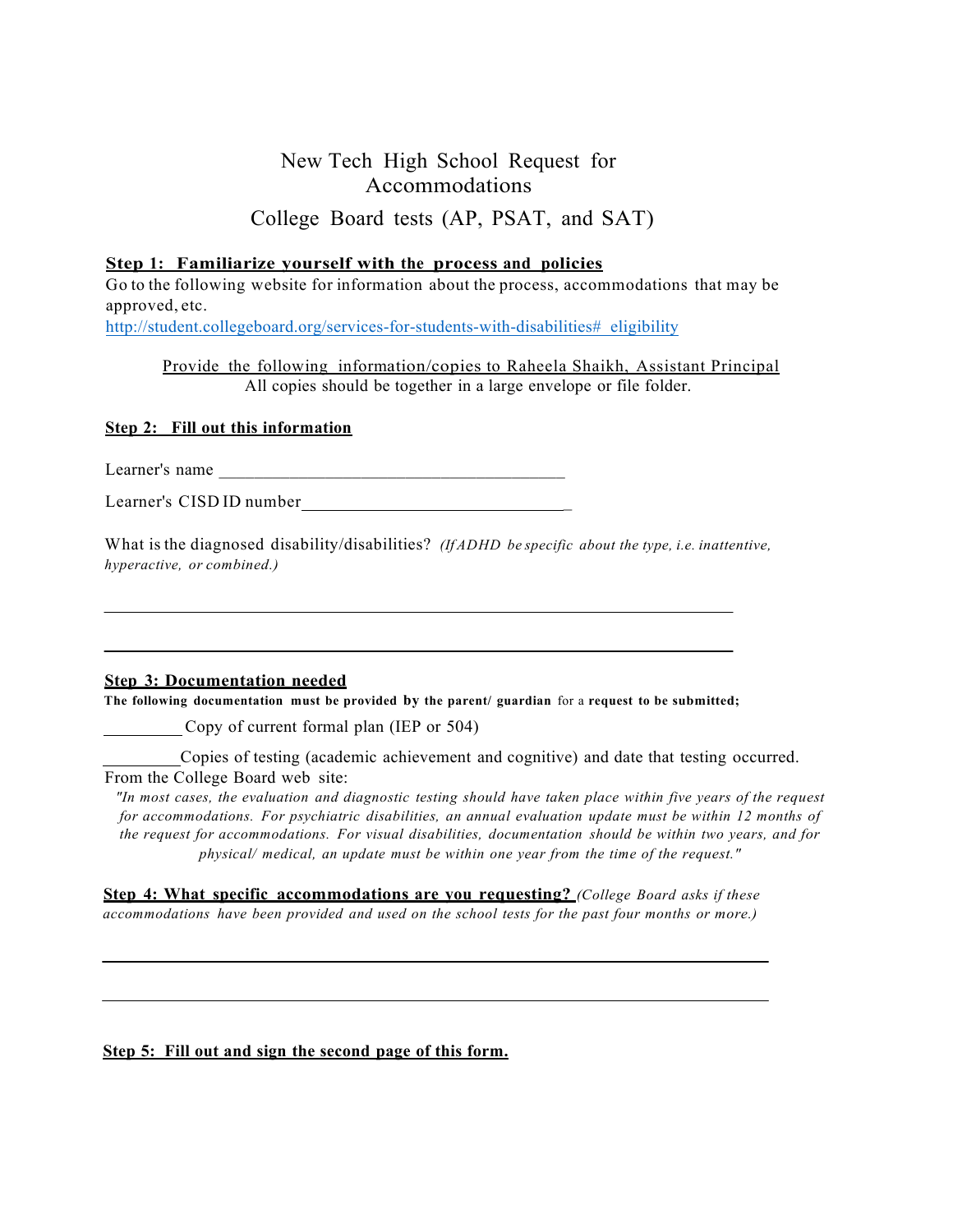# New Tech High School Request for Accommodations

## College Board tests (AP, PSAT, and SAT)

**Step 1: Familiarize yourself with the process and policies**

Go to the following website for information about the process, accommodations that may be approved, etc.

http://student.collegeboard.org/services-for-students-with-disabilities#_eligibility

Provide the following information/copies to Raheela Shaikh, Assistant Principal
All copies should be together in a large envelope or file folder.

**Step 2: Fill out this information**

Learner's name ________________________________________

Learner's CISD ID number_______________________________

What is the diagnosed disability/disabilities? *(If ADHD be specific about the type, i.e. inattentive, hyperactive, or combined.)*

___________________________________________________________________________

___________________________________________________________________________

**Step 3: Documentation needed**

**The following documentation must be provided by the parent/ guardian for a request to be submitted;**

_________ Copy of current formal plan (IEP or 504)

_________ Copies of testing (academic achievement and cognitive) and date that testing occurred.

From the College Board web site:

*"In most cases, the evaluation and diagnostic testing should have taken place within five years of the request for accommodations. For psychiatric disabilities, an annual evaluation update must be within 12 months of the request for accommodations. For visual disabilities, documentation should be within two years, and for physical/ medical, an update must be within one year from the time of the request."*

**Step 4: What specific accommodations are you requesting?** *(College Board asks if these accommodations have been provided and used on the school tests for the past four months or more.)*

___________________________________________________________________________

___________________________________________________________________________

**Step 5: Fill out and sign the second page of this form.**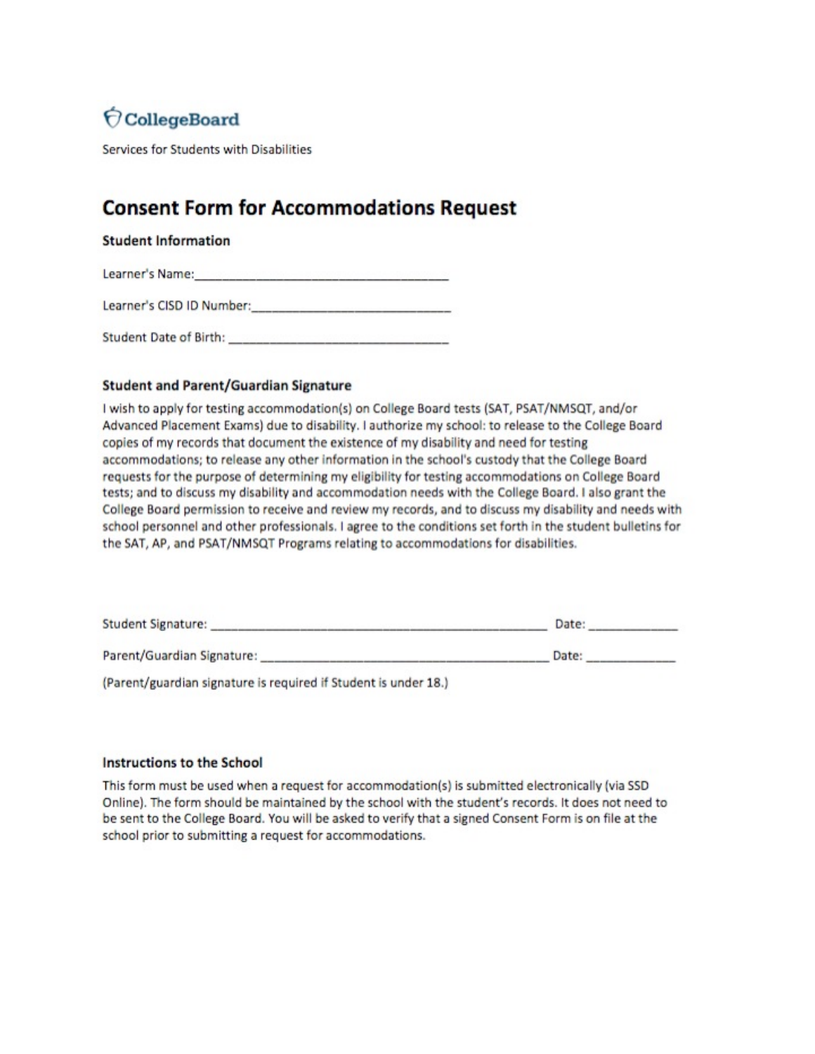CollegeBoard

Services for Students with Disabilities

# Consent Form for Accommodations Request

### Student Information

Learner's Name:___________________________________

Learner's CISD ID Number:___________________________

Student Date of Birth: ______________________________

### Student and Parent/Guardian Signature

I wish to apply for testing accommodation(s) on College Board tests (SAT, PSAT/NMSQT, and/or Advanced Placement Exams) due to disability. I authorize my school: to release to the College Board copies of my records that document the existence of my disability and need for testing accommodations; to release any other information in the school's custody that the College Board requests for the purpose of determining my eligibility for testing accommodations on College Board tests; and to discuss my disability and accommodation needs with the College Board. I also grant the College Board permission to receive and review my records, and to discuss my disability and needs with school personnel and other professionals. I agree to the conditions set forth in the student bulletins for the SAT, AP, and PSAT/NMSQT Programs relating to accommodations for disabilities.

Student Signature: _______________________________________________ Date: ____________

Parent/Guardian Signature: ________________________________________ Date: ____________

(Parent/guardian signature is required if Student is under 18.)

### Instructions to the School

This form must be used when a request for accommodation(s) is submitted electronically (via SSD Online). The form should be maintained by the school with the student's records. It does not need to be sent to the College Board. You will be asked to verify that a signed Consent Form is on file at the school prior to submitting a request for accommodations.